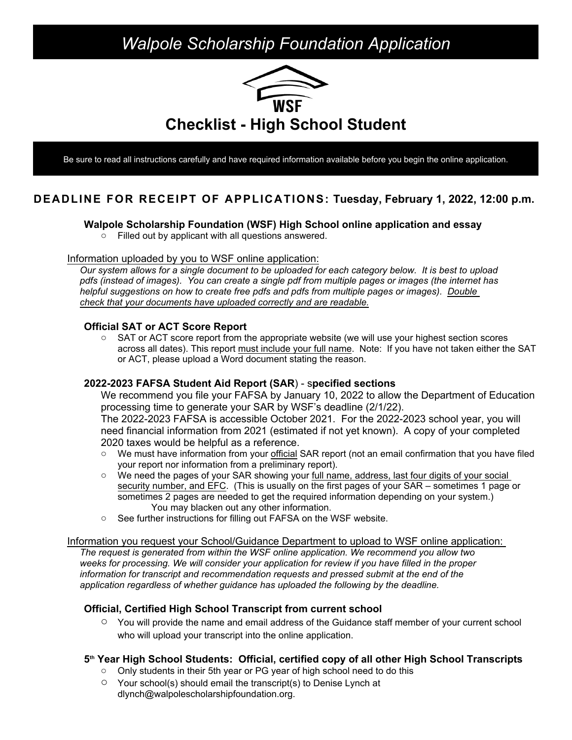# *Walpole Scholarship Foundation Application*

WSF

## Checklist - High School Student

Be sure to read all instructions carefully and have required information available before you begin the online application.

### DEADLINE FOR RECEIPT OF APPLICATIONS: Tuesday, February 1, 2022, 12:00 p.m.

**Walpole Scholarship Foundation (WSF) High School online application and essay**

- Filled out by applicant with all questions answered.

Information uploaded by you to WSF online application:

*Our system allows for a single document to be uploaded for each category below. It is best to upload pdfs (instead of images). You can create a single pdf from multiple pages or images (the internet has helpful suggestions on how to create free pdfs and pdfs from multiple pages or images). Double check that your documents have uploaded correctly and are readable.*

**Official SAT or ACT Score Report**

- SAT or ACT score report from the appropriate website (we will use your highest section scores across all dates). This report must include your full name. Note: If you have not taken either the SAT or ACT, please upload a Word document stating the reason.

**2022-2023 FAFSA Student Aid Report (SAR) - specified sections**

We recommend you file your FAFSA by January 10, 2022 to allow the Department of Education processing time to generate your SAR by WSF's deadline (2/1/22).
The 2022-2023 FAFSA is accessible October 2021. For the 2022-2023 school year, you will need financial information from 2021 (estimated if not yet known). A copy of your completed 2020 taxes would be helpful as a reference.

- We must have information from your official SAR report (not an email confirmation that you have filed your report nor information from a preliminary report).
- We need the pages of your SAR showing your full name, address, last four digits of your social security number, and EFC. (This is usually on the first pages of your SAR – sometimes 1 page or sometimes 2 pages are needed to get the required information depending on your system.) You may blacken out any other information.
- See further instructions for filling out FAFSA on the WSF website.

Information you request your School/Guidance Department to upload to WSF online application:

*The request is generated from within the WSF online application. We recommend you allow two weeks for processing. We will consider your application for review if you have filled in the proper information for transcript and recommendation requests and pressed submit at the end of the application regardless of whether guidance has uploaded the following by the deadline.*

**Official, Certified High School Transcript from current school**

- You will provide the name and email address of the Guidance staff member of your current school who will upload your transcript into the online application.

**5th Year High School Students: Official, certified copy of all other High School Transcripts**

- Only students in their 5th year or PG year of high school need to do this
- Your school(s) should email the transcript(s) to Denise Lynch at dlynch@walpolescholarshipfoundation.org.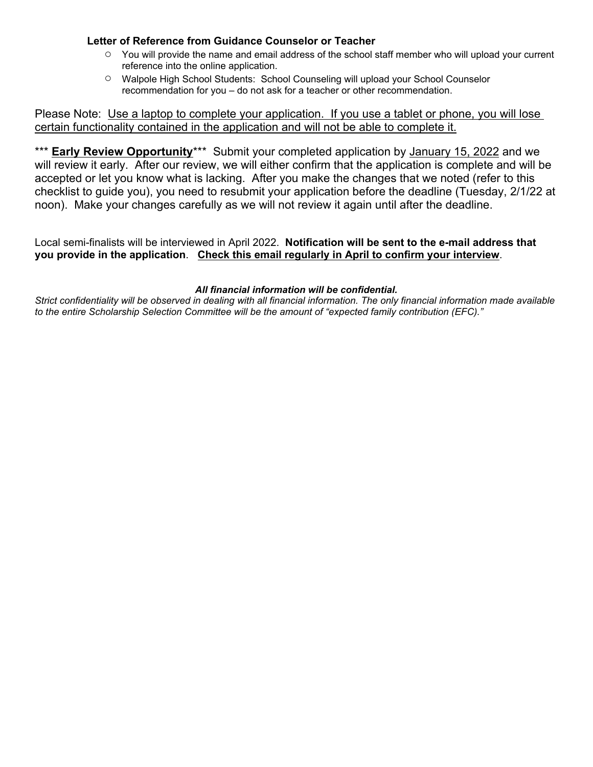**Letter of Reference from Guidance Counselor or Teacher**

- You will provide the name and email address of the school staff member who will upload your current reference into the online application.
- Walpole High School Students: School Counseling will upload your School Counselor recommendation for you – do not ask for a teacher or other recommendation.

Please Note: <u>Use a laptop to complete your application. If you use a tablet or phone, you will lose certain functionality contained in the application and will not be able to complete it.</u>

*** **<u>Early Review Opportunity</u>***** Submit your completed application by <u>January 15, 2022</u> and we will review it early. After our review, we will either confirm that the application is complete and will be accepted or let you know what is lacking. After you make the changes that we noted (refer to this checklist to guide you), you need to resubmit your application before the deadline (Tuesday, 2/1/22 at noon). Make your changes carefully as we will not review it again until after the deadline.

Local semi-finalists will be interviewed in April 2022. **Notification will be sent to the e-mail address that you provide in the application**. **<u>Check this email regularly in April to confirm your interview</u>**.

***All financial information will be confidential.***

*Strict confidentiality will be observed in dealing with all financial information. The only financial information made available to the entire Scholarship Selection Committee will be the amount of "expected family contribution (EFC)."*